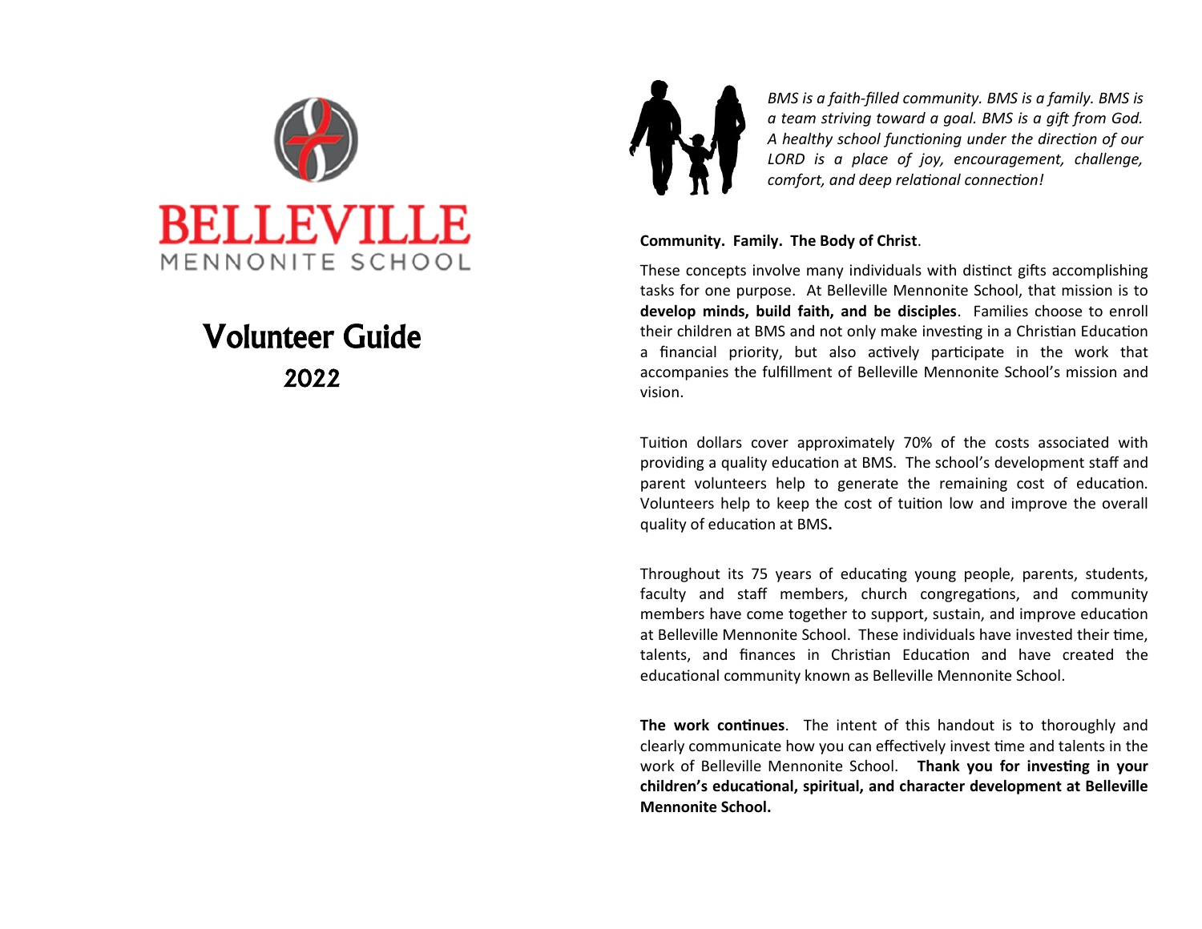# BELLEVILLE

MENNONITE SCHOOL

# Volunteer Guide

## 2022

*BMS is a faith-filled community. BMS is a family. BMS is a team striving toward a goal. BMS is a gift from God. A healthy school functioning under the direction of our LORD is a place of joy, encouragement, challenge, comfort, and deep relational connection!*

**Community. Family. The Body of Christ**.

These concepts involve many individuals with distinct gifts accomplishing tasks for one purpose. At Belleville Mennonite School, that mission is to **develop minds, build faith, and be disciples**. Families choose to enroll their children at BMS and not only make investing in a Christian Education a financial priority, but also actively participate in the work that accompanies the fulfillment of Belleville Mennonite School's mission and vision.

Tuition dollars cover approximately 70% of the costs associated with providing a quality education at BMS. The school's development staff and parent volunteers help to generate the remaining cost of education. Volunteers help to keep the cost of tuition low and improve the overall quality of education at BMS**.**

Throughout its 75 years of educating young people, parents, students, faculty and staff members, church congregations, and community members have come together to support, sustain, and improve education at Belleville Mennonite School. These individuals have invested their time, talents, and finances in Christian Education and have created the educational community known as Belleville Mennonite School.

**The work continues**. The intent of this handout is to thoroughly and clearly communicate how you can effectively invest time and talents in the work of Belleville Mennonite School. **Thank you for investing in your children's educational, spiritual, and character development at Belleville Mennonite School.**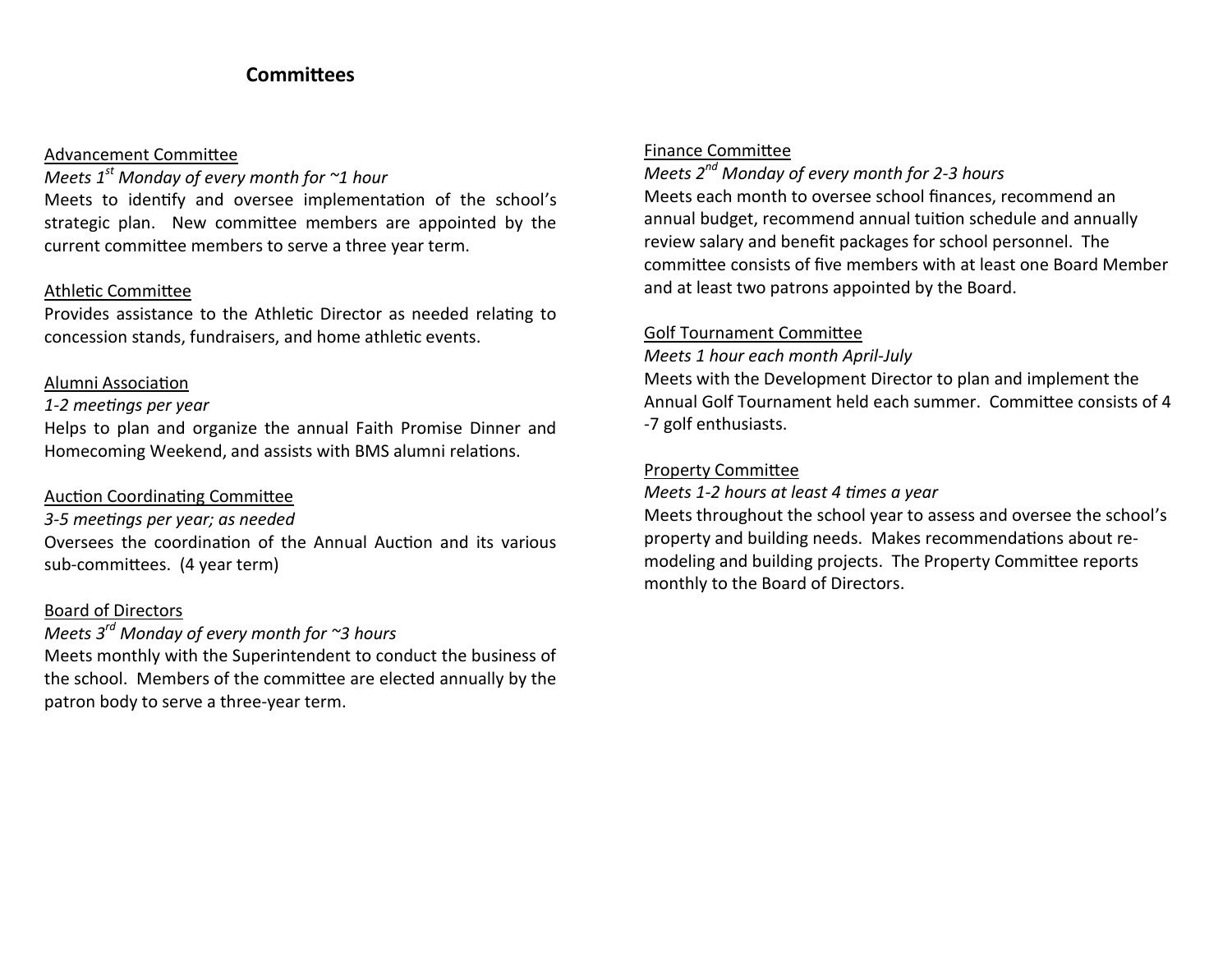## Committees

<u>Advancement Committee</u>

*Meets 1st Monday of every month for ~1 hour*

Meets to identify and oversee implementation of the school's strategic plan. New committee members are appointed by the current committee members to serve a three year term.

<u>Athletic Committee</u>

Provides assistance to the Athletic Director as needed relating to concession stands, fundraisers, and home athletic events.

<u>Alumni Association</u>

*1-2 meetings per year*

Helps to plan and organize the annual Faith Promise Dinner and Homecoming Weekend, and assists with BMS alumni relations.

<u>Auction Coordinating Committee</u>

*3-5 meetings per year; as needed*

Oversees the coordination of the Annual Auction and its various sub-committees. (4 year term)

<u>Board of Directors</u>

*Meets 3rd Monday of every month for ~3 hours*

Meets monthly with the Superintendent to conduct the business of the school. Members of the committee are elected annually by the patron body to serve a three-year term.

<u>Finance Committee</u>

*Meets 2nd Monday of every month for 2-3 hours*

Meets each month to oversee school finances, recommend an annual budget, recommend annual tuition schedule and annually review salary and benefit packages for school personnel. The committee consists of five members with at least one Board Member and at least two patrons appointed by the Board.

<u>Golf Tournament Committee</u>

*Meets 1 hour each month April-July*

Meets with the Development Director to plan and implement the Annual Golf Tournament held each summer. Committee consists of 4-7 golf enthusiasts.

<u>Property Committee</u>

*Meets 1-2 hours at least 4 times a year*

Meets throughout the school year to assess and oversee the school's property and building needs. Makes recommendations about re-modeling and building projects. The Property Committee reports monthly to the Board of Directors.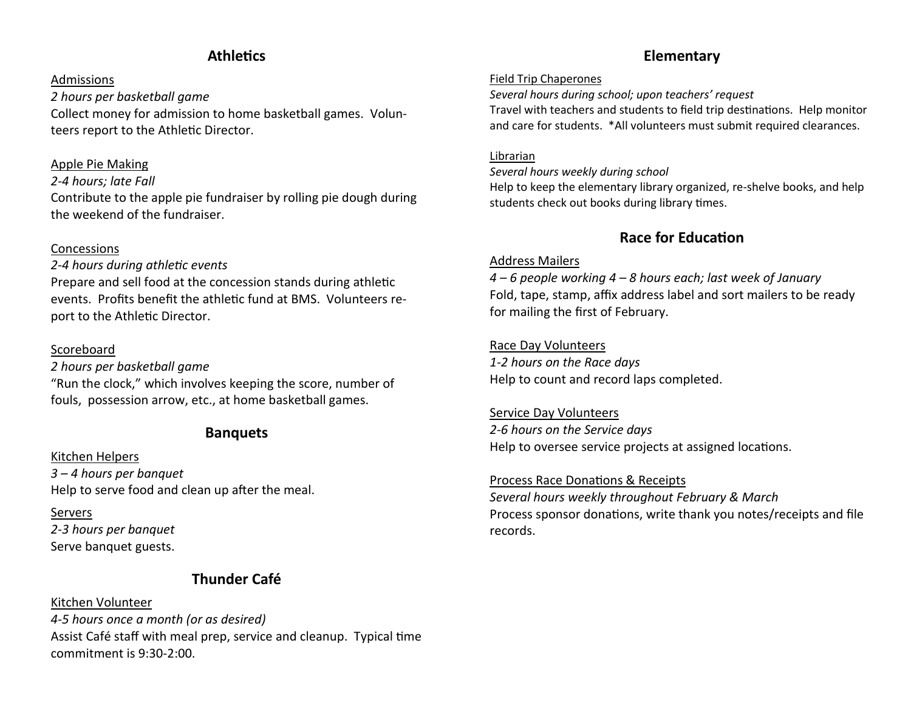## Athletics

Admissions

*2 hours per basketball game*

Collect money for admission to home basketball games. Volunteers report to the Athletic Director.

Apple Pie Making

*2-4 hours; late Fall*

Contribute to the apple pie fundraiser by rolling pie dough during the weekend of the fundraiser.

Concessions

*2-4 hours during athletic events*

Prepare and sell food at the concession stands during athletic events. Profits benefit the athletic fund at BMS. Volunteers report to the Athletic Director.

Scoreboard

*2 hours per basketball game*

"Run the clock," which involves keeping the score, number of fouls, possession arrow, etc., at home basketball games.

## Banquets

Kitchen Helpers

*3 – 4 hours per banquet*

Help to serve food and clean up after the meal.

Servers

*2-3 hours per banquet*

Serve banquet guests.

## Thunder Café

Kitchen Volunteer

*4-5 hours once a month (or as desired)*

Assist Café staff with meal prep, service and cleanup. Typical time commitment is 9:30-2:00.

## Elementary

Field Trip Chaperones

*Several hours during school; upon teachers' request*

Travel with teachers and students to field trip destinations. Help monitor and care for students. *All volunteers must submit required clearances.

Librarian

*Several hours weekly during school*

Help to keep the elementary library organized, re-shelve books, and help students check out books during library times.

## Race for Education

Address Mailers

*4 – 6 people working 4 – 8 hours each; last week of January*

Fold, tape, stamp, affix address label and sort mailers to be ready for mailing the first of February.

Race Day Volunteers

*1-2 hours on the Race days*

Help to count and record laps completed.

Service Day Volunteers

*2-6 hours on the Service days*

Help to oversee service projects at assigned locations.

Process Race Donations & Receipts

*Several hours weekly throughout February & March*

Process sponsor donations, write thank you notes/receipts and file records.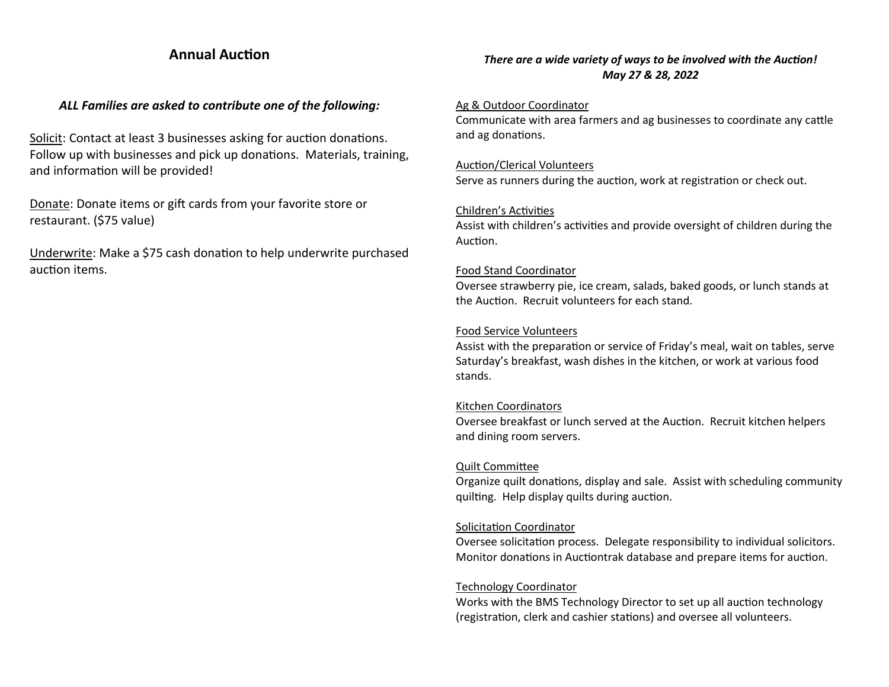## Annual Auction

***ALL Families are asked to contribute one of the following:***

Solicit: Contact at least 3 businesses asking for auction donations. Follow up with businesses and pick up donations. Materials, training, and information will be provided!

Donate: Donate items or gift cards from your favorite store or restaurant. ($75 value)

Underwrite: Make a $75 cash donation to help underwrite purchased auction items.

***There are a wide variety of ways to be involved with the Auction!***
***May 27 & 28, 2022***

Ag & Outdoor Coordinator
Communicate with area farmers and ag businesses to coordinate any cattle and ag donations.

Auction/Clerical Volunteers
Serve as runners during the auction, work at registration or check out.

Children's Activities
Assist with children's activities and provide oversight of children during the Auction.

Food Stand Coordinator
Oversee strawberry pie, ice cream, salads, baked goods, or lunch stands at the Auction. Recruit volunteers for each stand.

Food Service Volunteers
Assist with the preparation or service of Friday's meal, wait on tables, serve Saturday's breakfast, wash dishes in the kitchen, or work at various food stands.

Kitchen Coordinators
Oversee breakfast or lunch served at the Auction. Recruit kitchen helpers and dining room servers.

Quilt Committee
Organize quilt donations, display and sale. Assist with scheduling community quilting. Help display quilts during auction.

Solicitation Coordinator
Oversee solicitation process. Delegate responsibility to individual solicitors. Monitor donations in Auctiontrak database and prepare items for auction.

Technology Coordinator
Works with the BMS Technology Director to set up all auction technology (registration, clerk and cashier stations) and oversee all volunteers.